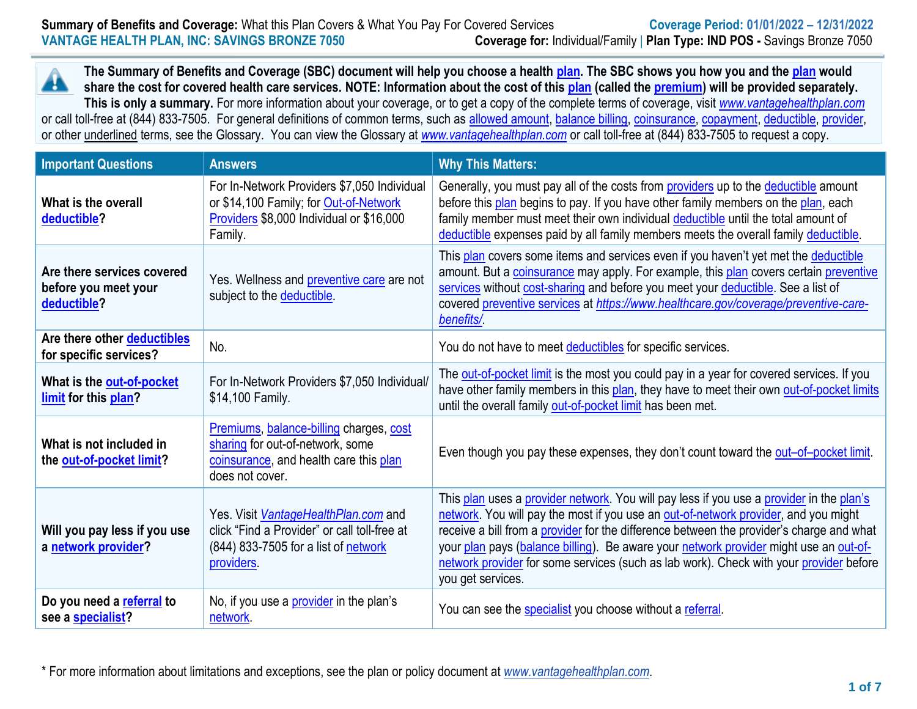**Summary of Benefits and Coverage:** What this Plan Covers & What You Pay For Covered Services

**Coverage Period: 01/01/2022 – 12/31/2022**

**VANTAGE HEALTH PLAN, INC: SAVINGS BRONZE 7050**

**Coverage for:** Individual/Family | **Plan Type: IND POS -** Savings Bronze 7050

**The Summary of Benefits and Coverage (SBC) document will help you choose a health plan. The SBC shows you how you and the plan would share the cost for covered health care services. NOTE: Information about the cost of this plan (called the premium) will be provided separately. This is only a summary.** For more information about your coverage, or to get a copy of the complete terms of coverage, visit *www.vantagehealthplan.com* or call toll-free at (844) 833-7505. For general definitions of common terms, such as allowed amount, balance billing, coinsurance, copayment, deductible, provider, or other underlined terms, see the Glossary. You can view the Glossary at *www.vantagehealthplan.com* or call toll-free at (844) 833-7505 to request a copy.

| Important Questions | Answers | Why This Matters: |
|---|---|---|
| **What is the overall deductible?** | For In-Network Providers $7,050 Individual or $14,100 Family; for Out-of-Network Providers $8,000 Individual or $16,000 Family. | Generally, you must pay all of the costs from providers up to the deductible amount before this plan begins to pay. If you have other family members on the plan, each family member must meet their own individual deductible until the total amount of deductible expenses paid by all family members meets the overall family deductible. |
| **Are there services covered before you meet your deductible?** | Yes. Wellness and preventive care are not subject to the deductible. | This plan covers some items and services even if you haven't yet met the deductible amount. But a coinsurance may apply. For example, this plan covers certain preventive services without cost-sharing and before you meet your deductible. See a list of covered preventive services at *https://www.healthcare.gov/coverage/preventive-care-benefits/*. |
| **Are there other deductibles for specific services?** | No. | You do not have to meet deductibles for specific services. |
| **What is the out-of-pocket limit for this plan?** | For In-Network Providers $7,050 Individual/ $14,100 Family. | The out-of-pocket limit is the most you could pay in a year for covered services. If you have other family members in this plan, they have to meet their own out-of-pocket limits until the overall family out-of-pocket limit has been met. |
| **What is not included in the out-of-pocket limit?** | Premiums, balance-billing charges, cost sharing for out-of-network, some coinsurance, and health care this plan does not cover. | Even though you pay these expenses, they don't count toward the out–of–pocket limit. |
| **Will you pay less if you use a network provider?** | Yes. Visit *VantageHealthPlan.com* and click "Find a Provider" or call toll-free at (844) 833-7505 for a list of network providers. | This plan uses a provider network. You will pay less if you use a provider in the plan's network. You will pay the most if you use an out-of-network provider, and you might receive a bill from a provider for the difference between the provider's charge and what your plan pays (balance billing). Be aware your network provider might use an out-of-network provider for some services (such as lab work). Check with your provider before you get services. |
| **Do you need a referral to see a specialist?** | No, if you use a provider in the plan's network. | You can see the specialist you choose without a referral. |

\* For more information about limitations and exceptions, see the plan or policy document at *www.vantagehealthplan.com*.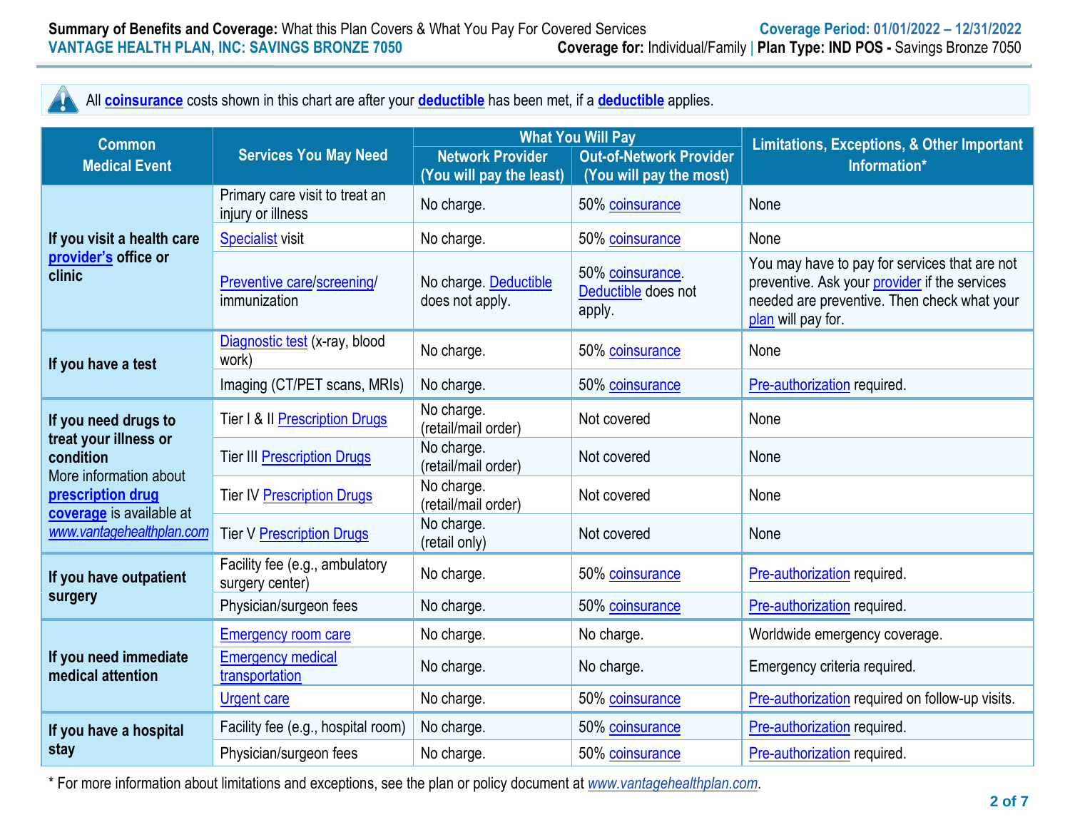All coinsurance costs shown in this chart are after your deductible has been met, if a deductible applies.

| Common Medical Event | Services You May Need | What You Will Pay | | Limitations, Exceptions, & Other Important Information* |
|---|---|---|---|---|
| | | Network Provider (You will pay the least) | Out-of-Network Provider (You will pay the most) | |
| **If you visit a health care provider's office or clinic** | Primary care visit to treat an injury or illness | No charge. | 50% coinsurance | None |
| | Specialist visit | No charge. | 50% coinsurance | None |
| | Preventive care/screening/ immunization | No charge. Deductible does not apply. | 50% coinsurance. Deductible does not apply. | You may have to pay for services that are not preventive. Ask your provider if the services needed are preventive. Then check what your plan will pay for. |
| **If you have a test** | Diagnostic test (x-ray, blood work) | No charge. | 50% coinsurance | None |
| | Imaging (CT/PET scans, MRIs) | No charge. | 50% coinsurance | Pre-authorization required. |
| **If you need drugs to treat your illness or condition** More information about **prescription drug coverage** is available at *www.vantagehealthplan.com* | Tier I & II Prescription Drugs | No charge. (retail/mail order) | Not covered | None |
| | Tier III Prescription Drugs | No charge. (retail/mail order) | Not covered | None |
| | Tier IV Prescription Drugs | No charge. (retail/mail order) | Not covered | None |
| | Tier V Prescription Drugs | No charge. (retail only) | Not covered | None |
| **If you have outpatient surgery** | Facility fee (e.g., ambulatory surgery center) | No charge. | 50% coinsurance | Pre-authorization required. |
| | Physician/surgeon fees | No charge. | 50% coinsurance | Pre-authorization required. |
| **If you need immediate medical attention** | Emergency room care | No charge. | No charge. | Worldwide emergency coverage. |
| | Emergency medical transportation | No charge. | No charge. | Emergency criteria required. |
| | Urgent care | No charge. | 50% coinsurance | Pre-authorization required on follow-up visits. |
| **If you have a hospital stay** | Facility fee (e.g., hospital room) | No charge. | 50% coinsurance | Pre-authorization required. |
| | Physician/surgeon fees | No charge. | 50% coinsurance | Pre-authorization required. |

\* For more information about limitations and exceptions, see the plan or policy document at *www.vantagehealthplan.com*.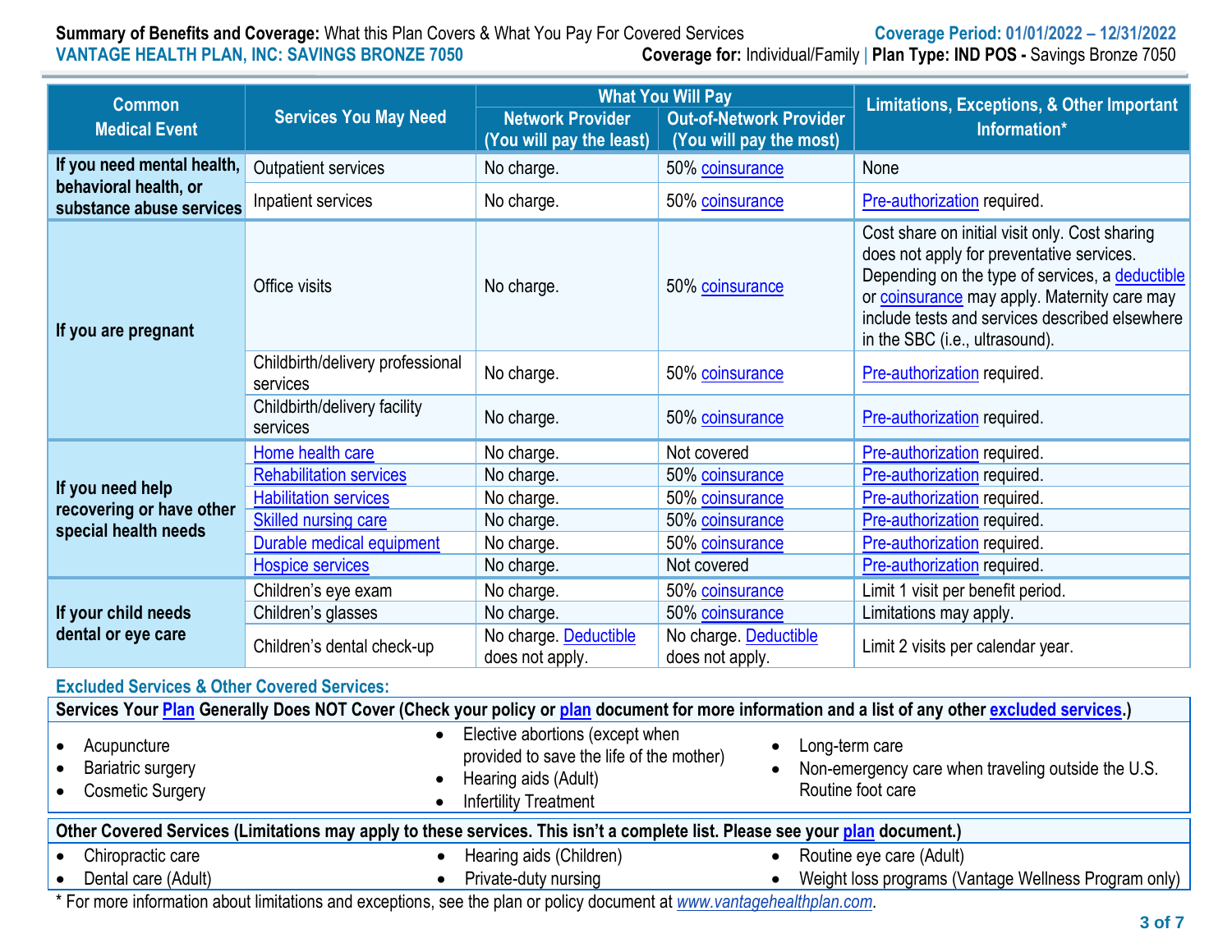| Common Medical Event | Services You May Need | What You Will Pay | | Limitations, Exceptions, & Other Important Information* |
|---|---|---|---|---|
| | | Network Provider (You will pay the least) | Out-of-Network Provider (You will pay the most) | |
| If you need mental health, behavioral health, or substance abuse services | Outpatient services | No charge. | 50% coinsurance | None |
| | Inpatient services | No charge. | 50% coinsurance | Pre-authorization required. |
| If you are pregnant | Office visits | No charge. | 50% coinsurance | Cost share on initial visit only. Cost sharing does not apply for preventative services. Depending on the type of services, a deductible or coinsurance may apply. Maternity care may include tests and services described elsewhere in the SBC (i.e., ultrasound). |
| | Childbirth/delivery professional services | No charge. | 50% coinsurance | Pre-authorization required. |
| | Childbirth/delivery facility services | No charge. | 50% coinsurance | Pre-authorization required. |
| If you need help recovering or have other special health needs | Home health care | No charge. | Not covered | Pre-authorization required. |
| | Rehabilitation services | No charge. | 50% coinsurance | Pre-authorization required. |
| | Habilitation services | No charge. | 50% coinsurance | Pre-authorization required. |
| | Skilled nursing care | No charge. | 50% coinsurance | Pre-authorization required. |
| | Durable medical equipment | No charge. | 50% coinsurance | Pre-authorization required. |
| | Hospice services | No charge. | Not covered | Pre-authorization required. |
| If your child needs dental or eye care | Children's eye exam | No charge. | 50% coinsurance | Limit 1 visit per benefit period. |
| | Children's glasses | No charge. | 50% coinsurance | Limitations may apply. |
| | Children's dental check-up | No charge. Deductible does not apply. | No charge. Deductible does not apply. | Limit 2 visits per calendar year. |

## Excluded Services & Other Covered Services:

**Services Your Plan Generally Does NOT Cover (Check your policy or plan document for more information and a list of any other excluded services.)**

- Acupuncture
- Bariatric surgery
- Cosmetic Surgery
- Elective abortions (except when provided to save the life of the mother)
- Hearing aids (Adult)
- Infertility Treatment
- Long-term care
- Non-emergency care when traveling outside the U.S. Routine foot care

**Other Covered Services (Limitations may apply to these services. This isn't a complete list. Please see your plan document.)**

- Chiropractic care
- Dental care (Adult)
- Hearing aids (Children)
- Private-duty nursing
- Routine eye care (Adult)
- Weight loss programs (Vantage Wellness Program only)

* For more information about limitations and exceptions, see the plan or policy document at *www.vantagehealthplan.com*.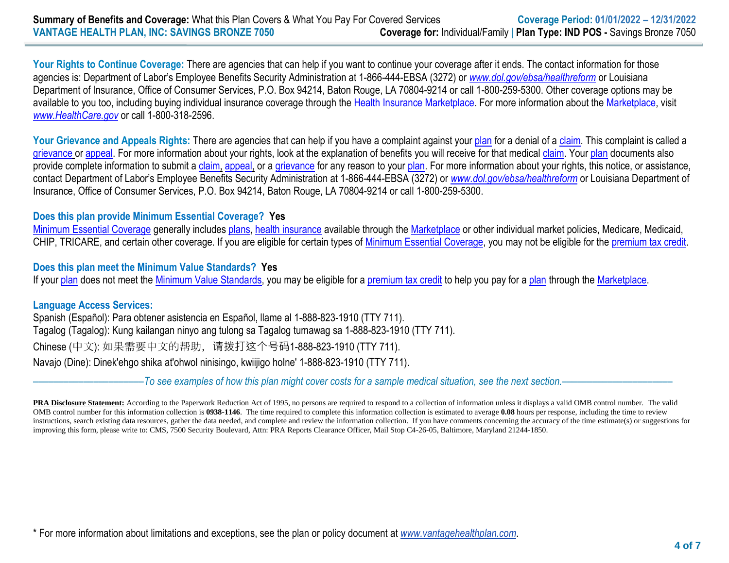**Your Rights to Continue Coverage:** There are agencies that can help if you want to continue your coverage after it ends. The contact information for those agencies is: Department of Labor's Employee Benefits Security Administration at 1-866-444-EBSA (3272) or *www.dol.gov/ebsa/healthreform* or Louisiana Department of Insurance, Office of Consumer Services, P.O. Box 94214, Baton Rouge, LA 70804-9214 or call 1-800-259-5300. Other coverage options may be available to you too, including buying individual insurance coverage through the Health Insurance Marketplace. For more information about the Marketplace, visit *www.HealthCare.gov* or call 1-800-318-2596.

**Your Grievance and Appeals Rights:** There are agencies that can help if you have a complaint against your plan for a denial of a claim. This complaint is called a grievance or appeal. For more information about your rights, look at the explanation of benefits you will receive for that medical claim. Your plan documents also provide complete information to submit a claim, appeal, or a grievance for any reason to your plan. For more information about your rights, this notice, or assistance, contact Department of Labor's Employee Benefits Security Administration at 1-866-444-EBSA (3272) or *www.dol.gov/ebsa/healthreform* or Louisiana Department of Insurance, Office of Consumer Services, P.O. Box 94214, Baton Rouge, LA 70804-9214 or call 1-800-259-5300.

**Does this plan provide Minimum Essential Coverage? Yes**

Minimum Essential Coverage generally includes plans, health insurance available through the Marketplace or other individual market policies, Medicare, Medicaid, CHIP, TRICARE, and certain other coverage. If you are eligible for certain types of Minimum Essential Coverage, you may not be eligible for the premium tax credit.

**Does this plan meet the Minimum Value Standards? Yes**

If your plan does not meet the Minimum Value Standards, you may be eligible for a premium tax credit to help you pay for a plan through the Marketplace.

**Language Access Services:**

Spanish (Español): Para obtener asistencia en Español, llame al 1-888-823-1910 (TTY 711).

Tagalog (Tagalog): Kung kailangan ninyo ang tulong sa Tagalog tumawag sa 1-888-823-1910 (TTY 711).

Chinese (中文): 如果需要中文的帮助，请拨打这个号码1-888-823-1910 (TTY 711).

Navajo (Dine): Dinek'ehgo shika at'ohwol ninisingo, kwiijigo holne' 1-888-823-1910 (TTY 711).

———————————*To see examples of how this plan might cover costs for a sample medical situation, see the next section.*———————————

**PRA Disclosure Statement:** According to the Paperwork Reduction Act of 1995, no persons are required to respond to a collection of information unless it displays a valid OMB control number. The valid OMB control number for this information collection is **0938-1146**. The time required to complete this information collection is estimated to average **0.08** hours per response, including the time to review instructions, search existing data resources, gather the data needed, and complete and review the information collection. If you have comments concerning the accuracy of the time estimate(s) or suggestions for improving this form, please write to: CMS, 7500 Security Boulevard, Attn: PRA Reports Clearance Officer, Mail Stop C4-26-05, Baltimore, Maryland 21244-1850.

* For more information about limitations and exceptions, see the plan or policy document at *www.vantagehealthplan.com*.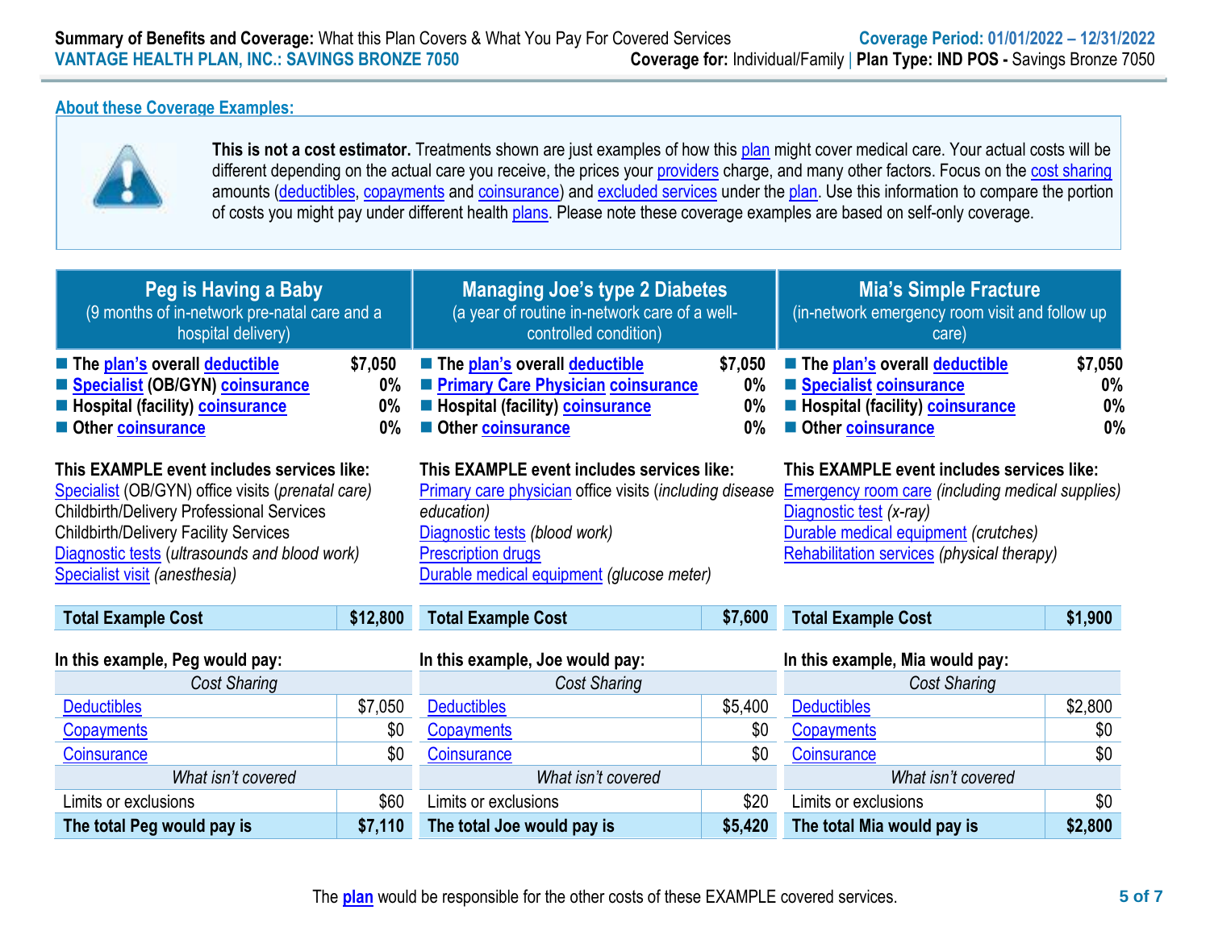## About these Coverage Examples:

**This is not a cost estimator.** Treatments shown are just examples of how this plan might cover medical care. Your actual costs will be different depending on the actual care you receive, the prices your providers charge, and many other factors. Focus on the cost sharing amounts (deductibles, copayments and coinsurance) and excluded services under the plan. Use this information to compare the portion of costs you might pay under different health plans. Please note these coverage examples are based on self-only coverage.

### Peg is Having a Baby
(9 months of in-network pre-natal care and a hospital delivery)

- **The plan's overall deductible** — **$7,050**
- **Specialist (OB/GYN) coinsurance** — **0%**
- **Hospital (facility) coinsurance** — **0%**
- **Other coinsurance** — **0%**

**This EXAMPLE event includes services like:**
Specialist (OB/GYN) office visits (*prenatal care)*
Childbirth/Delivery Professional Services
Childbirth/Delivery Facility Services
Diagnostic tests (*ultrasounds and blood work)*
Specialist visit *(anesthesia)*

| **Total Example Cost** | **$12,800** |
|---|---|

**In this example, Peg would pay:**

| *Cost Sharing* | |
|---|---|
| Deductibles | $7,050 |
| Copayments | $0 |
| Coinsurance | $0 |
| *What isn't covered* | |
| Limits or exclusions | $60 |
| **The total Peg would pay is** | **$7,110** |

### Managing Joe's type 2 Diabetes
(a year of routine in-network care of a well-controlled condition)

- **The plan's overall deductible** — **$7,050**
- **Primary Care Physician coinsurance** — **0%**
- **Hospital (facility) coinsurance** — **0%**
- **Other coinsurance** — **0%**

**This EXAMPLE event includes services like:**
Primary care physician office visits (*including disease education)*
Diagnostic tests *(blood work)*
Prescription drugs
Durable medical equipment *(glucose meter)*

| **Total Example Cost** | **$7,600** |
|---|---|

**In this example, Joe would pay:**

| *Cost Sharing* | |
|---|---|
| Deductibles | $5,400 |
| Copayments | $0 |
| Coinsurance | $0 |
| *What isn't covered* | |
| Limits or exclusions | $20 |
| **The total Joe would pay is** | **$5,420** |

### Mia's Simple Fracture
(in-network emergency room visit and follow up care)

- **The plan's overall deductible** — **$7,050**
- **Specialist coinsurance** — **0%**
- **Hospital (facility) coinsurance** — **0%**
- **Other coinsurance** — **0%**

**This EXAMPLE event includes services like:**
Emergency room care *(including medical supplies)*
Diagnostic test *(x-ray)*
Durable medical equipment *(crutches)*
Rehabilitation services *(physical therapy)*

| **Total Example Cost** | **$1,900** |
|---|---|

**In this example, Mia would pay:**

| *Cost Sharing* | |
|---|---|
| Deductibles | $2,800 |
| Copayments | $0 |
| Coinsurance | $0 |
| *What isn't covered* | |
| Limits or exclusions | $0 |
| **The total Mia would pay is** | **$2,800** |

The **plan** would be responsible for the other costs of these EXAMPLE covered services.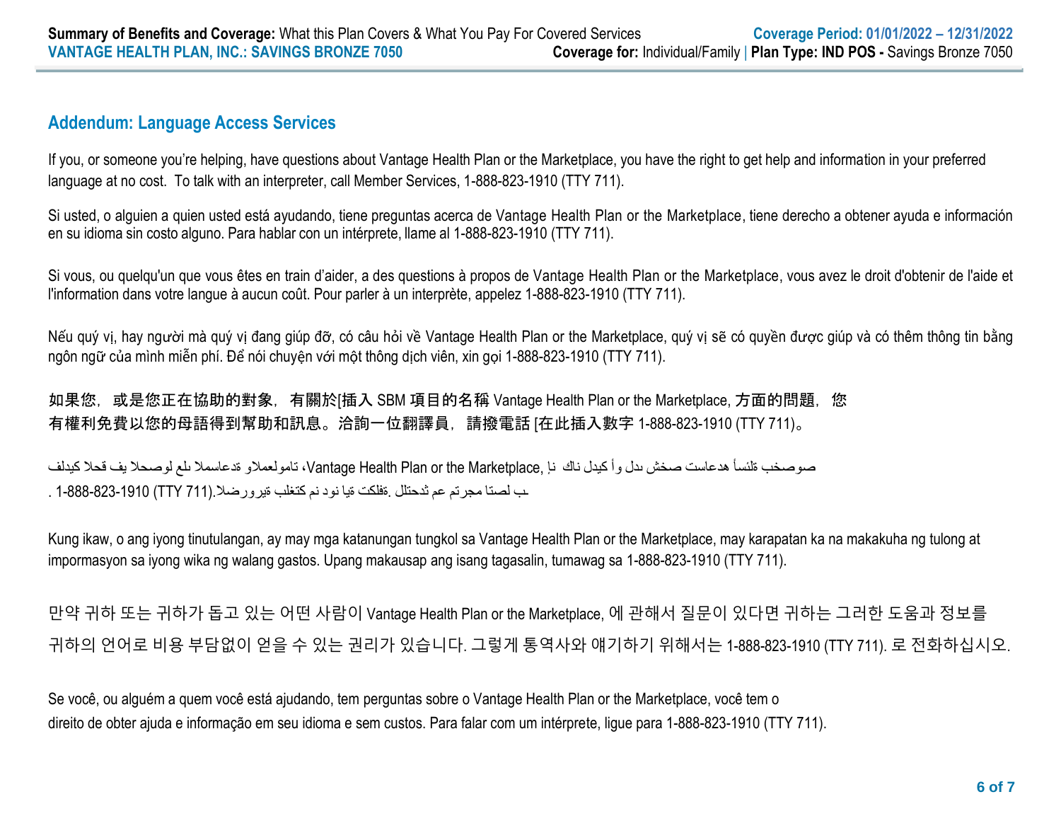## Addendum: Language Access Services

If you, or someone you're helping, have questions about Vantage Health Plan or the Marketplace, you have the right to get help and information in your preferred language at no cost. To talk with an interpreter, call Member Services, 1-888-823-1910 (TTY 711).

Si usted, o alguien a quien usted está ayudando, tiene preguntas acerca de Vantage Health Plan or the Marketplace, tiene derecho a obtener ayuda e información en su idioma sin costo alguno. Para hablar con un intérprete, llame al 1-888-823-1910 (TTY 711).

Si vous, ou quelqu'un que vous êtes en train d'aider, a des questions à propos de Vantage Health Plan or the Marketplace, vous avez le droit d'obtenir de l'aide et l'information dans votre langue à aucun coût. Pour parler à un interprète, appelez 1-888-823-1910 (TTY 711).

Nếu quý vị, hay người mà quý vị đang giúp đỡ, có câu hỏi về Vantage Health Plan or the Marketplace, quý vị sẽ có quyền được giúp và có thêm thông tin bằng ngôn ngữ của mình miễn phí. Để nói chuyện với một thông dịch viên, xin gọi 1-888-823-1910 (TTY 711).

**如果您，或是您正在協助的對象，有關於[插入 SBM 項目的名稱** Vantage Health Plan or the Marketplace, **方面的問題，您有權利免費以您的母語得到幫助和訊息。洽詢一位翻譯員，請撥電話 [在此插入數字** 1-888-823-1910 (TTY 711)。

إن كان لديك أو لدى شخص تساعده أسئلة بخصوص Vantage Health Plan or the Marketplace، فلديك الحق في الحصول على المساعدة والمعلومات الضرورية بلغتك من دون اية تكلفة. للتحدث مع مترجم اتصل بـ 1-888-823-1910 (TTY 711).

Kung ikaw, o ang iyong tinutulungan, ay may mga katanungan tungkol sa Vantage Health Plan or the Marketplace, may karapatan ka na makakuha ng tulong at impormasyon sa iyong wika ng walang gastos. Upang makausap ang isang tagasalin, tumawag sa 1-888-823-1910 (TTY 711).

만약 귀하 또는 귀하가 돕고 있는 어떤 사람이 Vantage Health Plan or the Marketplace, 에 관해서 질문이 있다면 귀하는 그러한 도움과 정보를 귀하의 언어로 비용 부담없이 얻을 수 있는 권리가 있습니다. 그렇게 통역사와 얘기하기 위해서는 1-888-823-1910 (TTY 711). 로 전화하십시오.

Se você, ou alguém a quem você está ajudando, tem perguntas sobre o Vantage Health Plan or the Marketplace, você tem o direito de obter ajuda e informação em seu idioma e sem custos. Para falar com um intérprete, ligue para 1-888-823-1910 (TTY 711).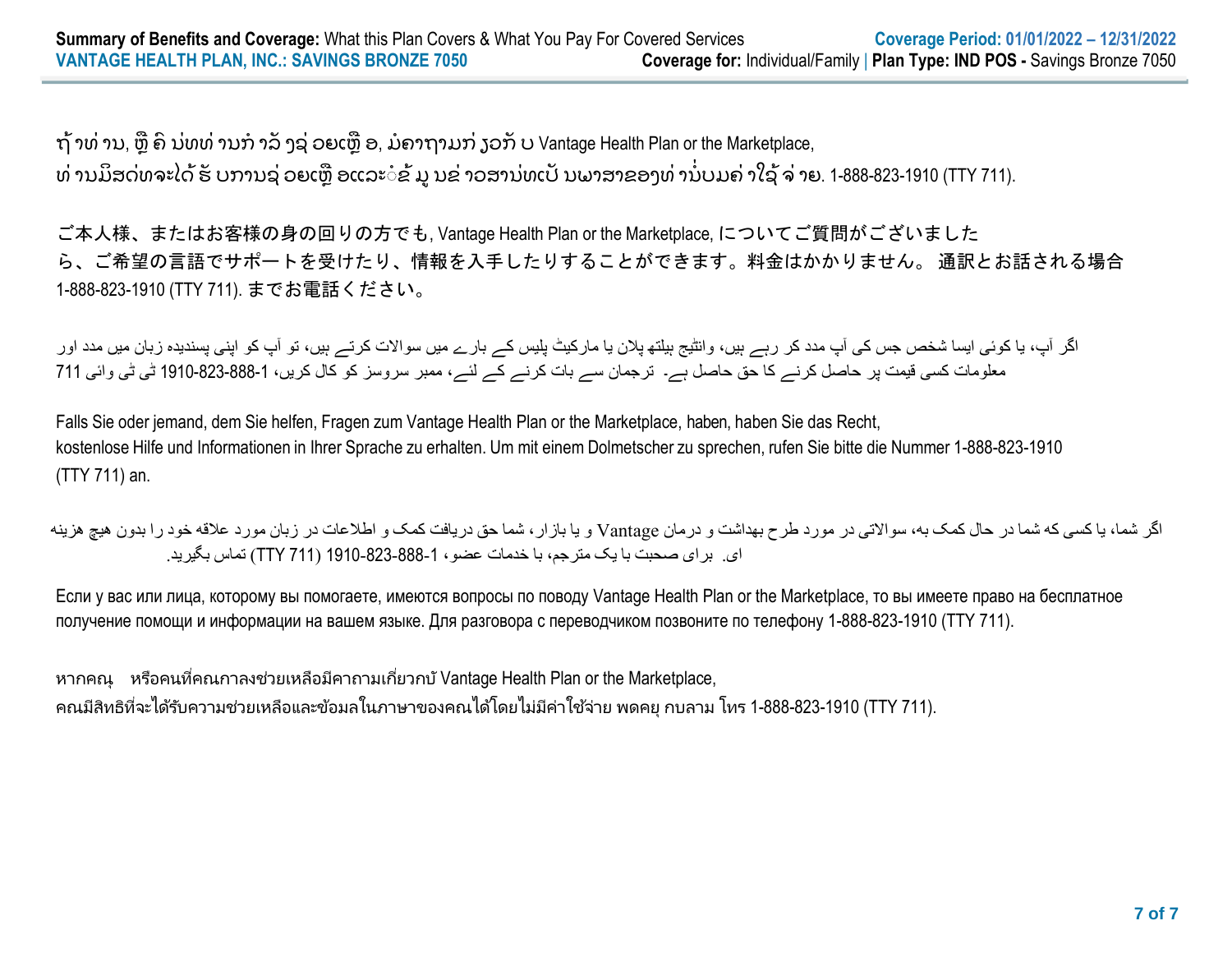ຖ້າທ່ານ, ຫຼື ຄົນທີ່ທ່ານກໍາລັງຊ່ວຍເຫຼືອ, ມີຄໍາຖາມກ່ຽວກັບ Vantage Health Plan or the Marketplace,
ທ່ານມີສິດທີ່ຈະໄດ້ຮັບການຊ່ວຍເຫຼືອແລະຂໍ້ມູນຂ່າວສານທີ່ເປັນພາສາຂອງທ່ານບໍ່ມີຄ່າໃຊ້ຈ່າຍ. 1-888-823-1910 (TTY 711).

ご本人様、またはお客様の身の回りの方でも, Vantage Health Plan or the Marketplace, についてご質問がございました
ら、ご希望の言語でサポートを受けたり、情報を入手したりすることができます。料金はかかりません。 通訳とお話される場合
1-888-823-1910 (TTY 711). までお電話ください。

اگر آپ، یا کوئی ایسا شخص جس کی آپ مدد کر رہے ہیں، وانٹیج ہیلتھ پلان یا مارکیٹ پلیس کے بارے میں سوالات کرتے ہیں، تو آپ کو اپنی پسندیدہ زبان میں مدد اور
معلومات کسی قیمت پر حاصل کرنے کا حق حاصل ہے۔ ترجمان سے بات کرنے کے لئے، ممبر سروسز کو کال کریں، 1-888-823-1910 ٹی ٹی وائی 711

Falls Sie oder jemand, dem Sie helfen, Fragen zum Vantage Health Plan or the Marketplace, haben, haben Sie das Recht,
kostenlose Hilfe und Informationen in Ihrer Sprache zu erhalten. Um mit einem Dolmetscher zu sprechen, rufen Sie bitte die Nummer 1-888-823-1910
(TTY 711) an.

اگر شما، یا کسی که شما در حال کمک به، سوالاتی در مورد طرح بهداشت و درمان Vantage و یا بازار، شما حق دریافت کمک و اطلاعات در زبان مورد علاقه خود را بدون هیچ هزینه
ای. برای صحبت با یک مترجم، با خدمات عضو، 1-888-823-1910 (TTY 711) تماس بگیرید.

Если у вас или лица, которому вы помогаете, имеются вопросы по поводу Vantage Health Plan or the Marketplace, то вы имеете право на бесплатное
получение помощи и информации на вашем языке. Для разговора с переводчиком позвоните по телефону 1-888-823-1910 (TTY 711).

หากคุณ หรือคนที่คุณกำลังช่วยเหลือมีคำถามเกี่ยวกับ Vantage Health Plan or the Marketplace,
คุณมีสิทธิที่จะได้รับความช่วยเหลือและข้อมูลในภาษาของคุณได้โดยไม่มีค่าใช้จ่าย พูดคุยกับล่าม โทร 1-888-823-1910 (TTY 711).